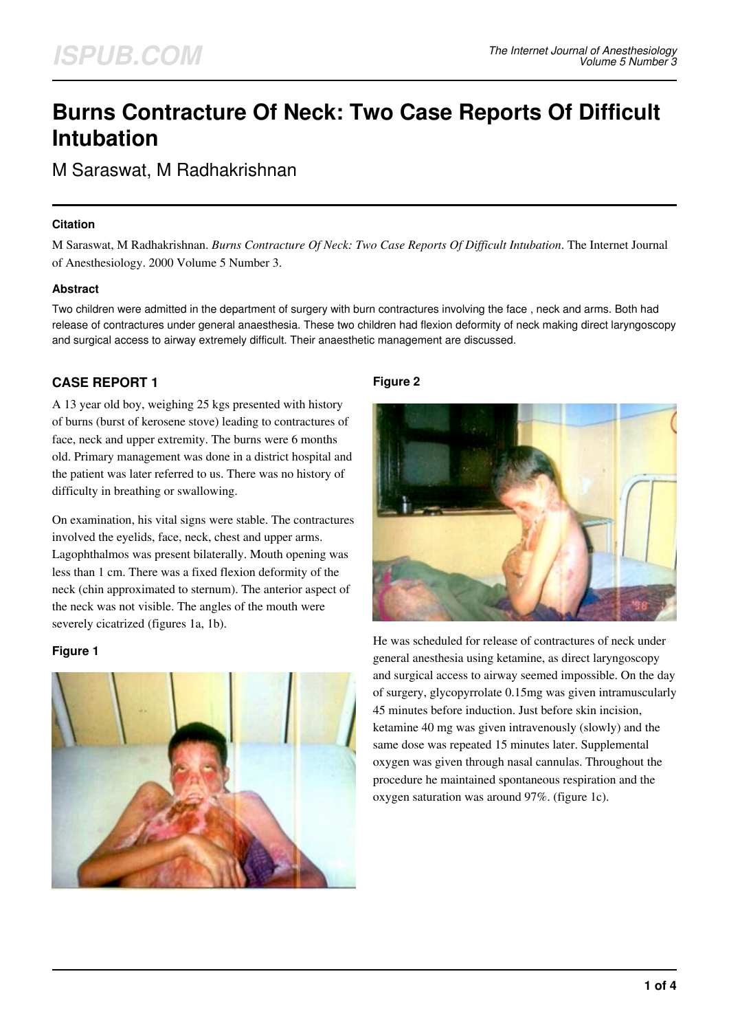# Burns Contracture Of Neck: Two Case Reports Of Difficult Intubation

M Saraswat, M Radhakrishnan

### Citation

M Saraswat, M Radhakrishnan. *Burns Contracture Of Neck: Two Case Reports Of Difficult Intubation*. The Internet Journal of Anesthesiology. 2000 Volume 5 Number 3.

### Abstract

Two children were admitted in the department of surgery with burn contractures involving the face , neck and arms. Both had release of contractures under general anaesthesia. These two children had flexion deformity of neck making direct laryngoscopy and surgical access to airway extremely difficult. Their anaesthetic management are discussed.

## CASE REPORT 1

A 13 year old boy, weighing 25 kgs presented with history of burns (burst of kerosene stove) leading to contractures of face, neck and upper extremity. The burns were 6 months old. Primary management was done in a district hospital and the patient was later referred to us. There was no history of difficulty in breathing or swallowing.

On examination, his vital signs were stable. The contractures involved the eyelids, face, neck, chest and upper arms. Lagophthalmos was present bilaterally. Mouth opening was less than 1 cm. There was a fixed flexion deformity of the neck (chin approximated to sternum). The anterior aspect of the neck was not visible. The angles of the mouth were severely cicatrized (figures 1a, 1b).

#### Figure 1

#### Figure 2

He was scheduled for release of contractures of neck under general anesthesia using ketamine, as direct laryngoscopy and surgical access to airway seemed impossible. On the day of surgery, glycopyrrolate 0.15mg was given intramuscularly 45 minutes before induction. Just before skin incision, ketamine 40 mg was given intravenously (slowly) and the same dose was repeated 15 minutes later. Supplemental oxygen was given through nasal cannulas. Throughout the procedure he maintained spontaneous respiration and the oxygen saturation was around 97%. (figure 1c).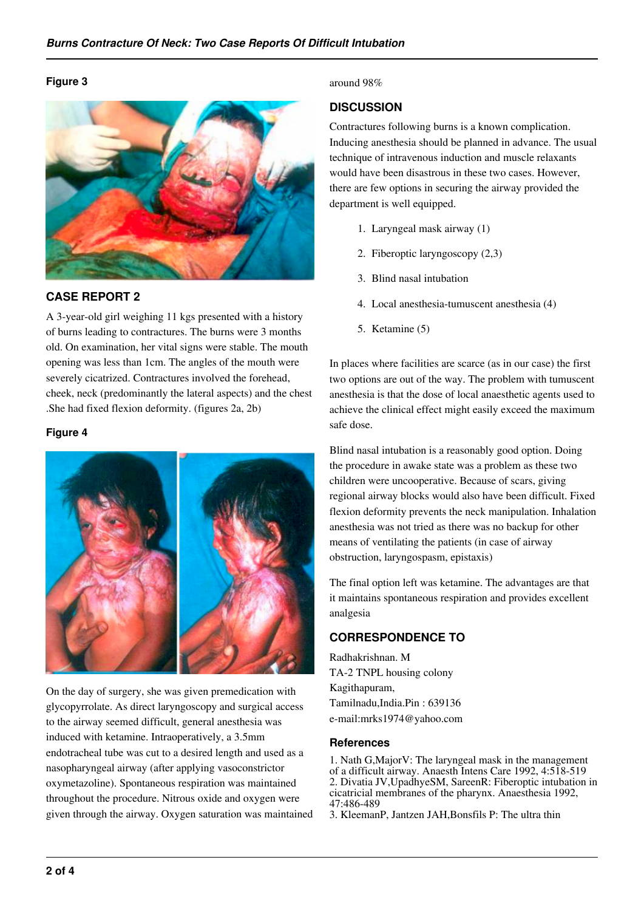**Figure 3**

## CASE REPORT 2

A 3-year-old girl weighing 11 kgs presented with a history of burns leading to contractures. The burns were 3 months old. On examination, her vital signs were stable. The mouth opening was less than 1cm. The angles of the mouth were severely cicatrized. Contractures involved the forehead, cheek, neck (predominantly the lateral aspects) and the chest .She had fixed flexion deformity. (figures 2a, 2b)

**Figure 4**

On the day of surgery, she was given premedication with glycopyrrolate. As direct laryngoscopy and surgical access to the airway seemed difficult, general anesthesia was induced with ketamine. Intraoperatively, a 3.5mm endotracheal tube was cut to a desired length and used as a nasopharyngeal airway (after applying vasoconstrictor oxymetazoline). Spontaneous respiration was maintained throughout the procedure. Nitrous oxide and oxygen were given through the airway. Oxygen saturation was maintained around 98%

## DISCUSSION

Contractures following burns is a known complication. Inducing anesthesia should be planned in advance. The usual technique of intravenous induction and muscle relaxants would have been disastrous in these two cases. However, there are few options in securing the airway provided the department is well equipped.

1. Laryngeal mask airway (1)
2. Fiberoptic laryngoscopy (2,3)
3. Blind nasal intubation
4. Local anesthesia-tumuscent anesthesia (4)
5. Ketamine (5)

In places where facilities are scarce (as in our case) the first two options are out of the way. The problem with tumuscent anesthesia is that the dose of local anaesthetic agents used to achieve the clinical effect might easily exceed the maximum safe dose.

Blind nasal intubation is a reasonably good option. Doing the procedure in awake state was a problem as these two children were uncooperative. Because of scars, giving regional airway blocks would also have been difficult. Fixed flexion deformity prevents the neck manipulation. Inhalation anesthesia was not tried as there was no backup for other means of ventilating the patients (in case of airway obstruction, laryngospasm, epistaxis)

The final option left was ketamine. The advantages are that it maintains spontaneous respiration and provides excellent analgesia

## CORRESPONDENCE TO

Radhakrishnan. M
TA-2 TNPL housing colony
Kagithapuram,
Tamilnadu,India.Pin : 639136
e-mail:mrks1974@yahoo.com

## References

1. Nath G,MajorV: The laryngeal mask in the management of a difficult airway. Anaesth Intens Care 1992, 4:518-519
2. Divatia JV,UpadhyeSM, SareenR: Fiberoptic intubation in cicatricial membranes of the pharynx. Anaesthesia 1992, 47:486-489
3. KleemanP, Jantzen JAH,Bonsfils P: The ultra thin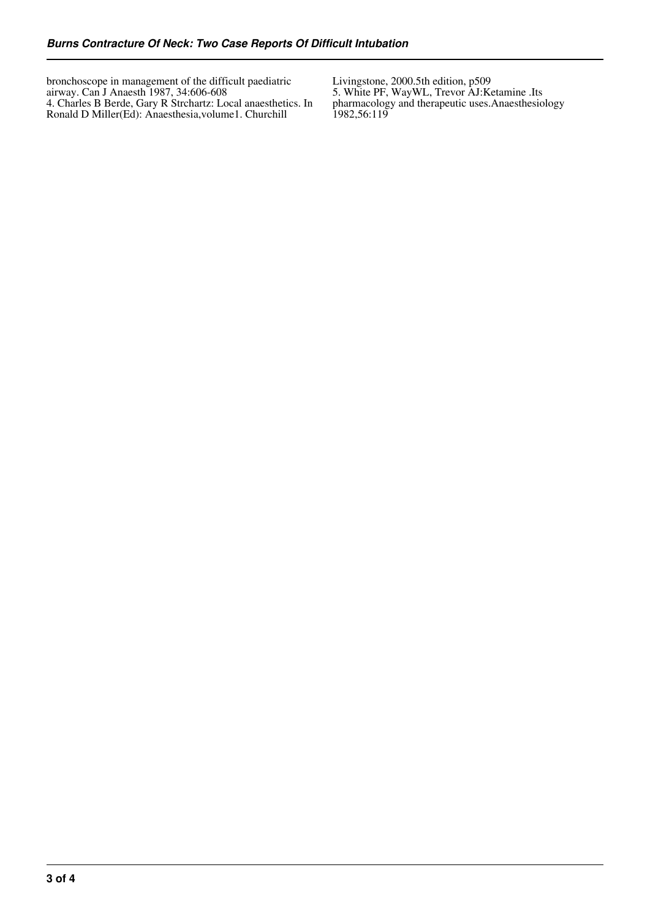bronchoscope in management of the difficult paediatric airway. Can J Anaesth 1987, 34:606-608

4. Charles B Berde, Gary R Strchartz: Local anaesthetics. In Ronald D Miller(Ed): Anaesthesia,volume1. Churchill Livingstone, 2000.5th edition, p509

5. White PF, WayWL, Trevor AJ:Ketamine .Its pharmacology and therapeutic uses.Anaesthesiology 1982,56:119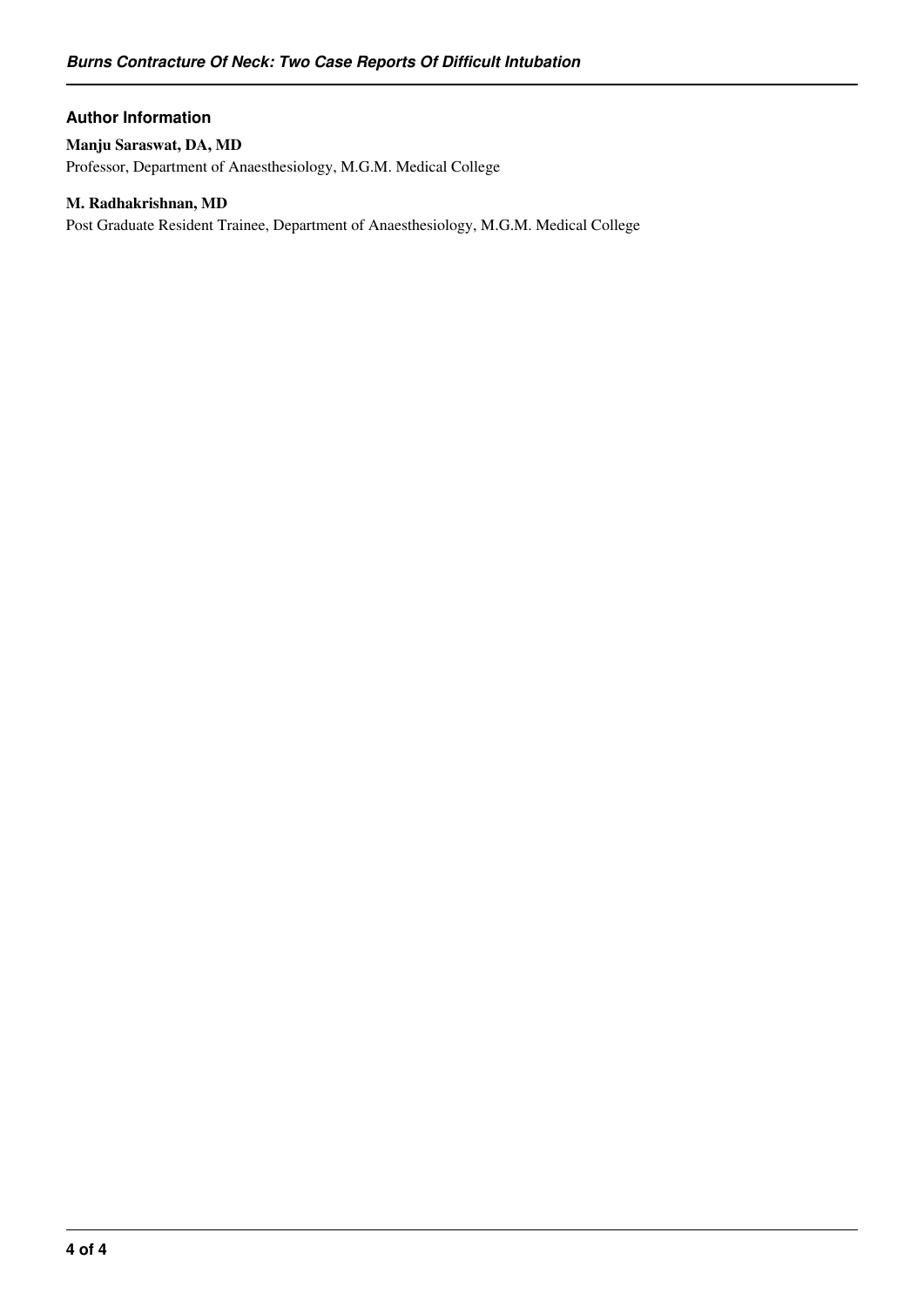## Author Information

**Manju Saraswat, DA, MD**
Professor, Department of Anaesthesiology, M.G.M. Medical College

**M. Radhakrishnan, MD**
Post Graduate Resident Trainee, Department of Anaesthesiology, M.G.M. Medical College